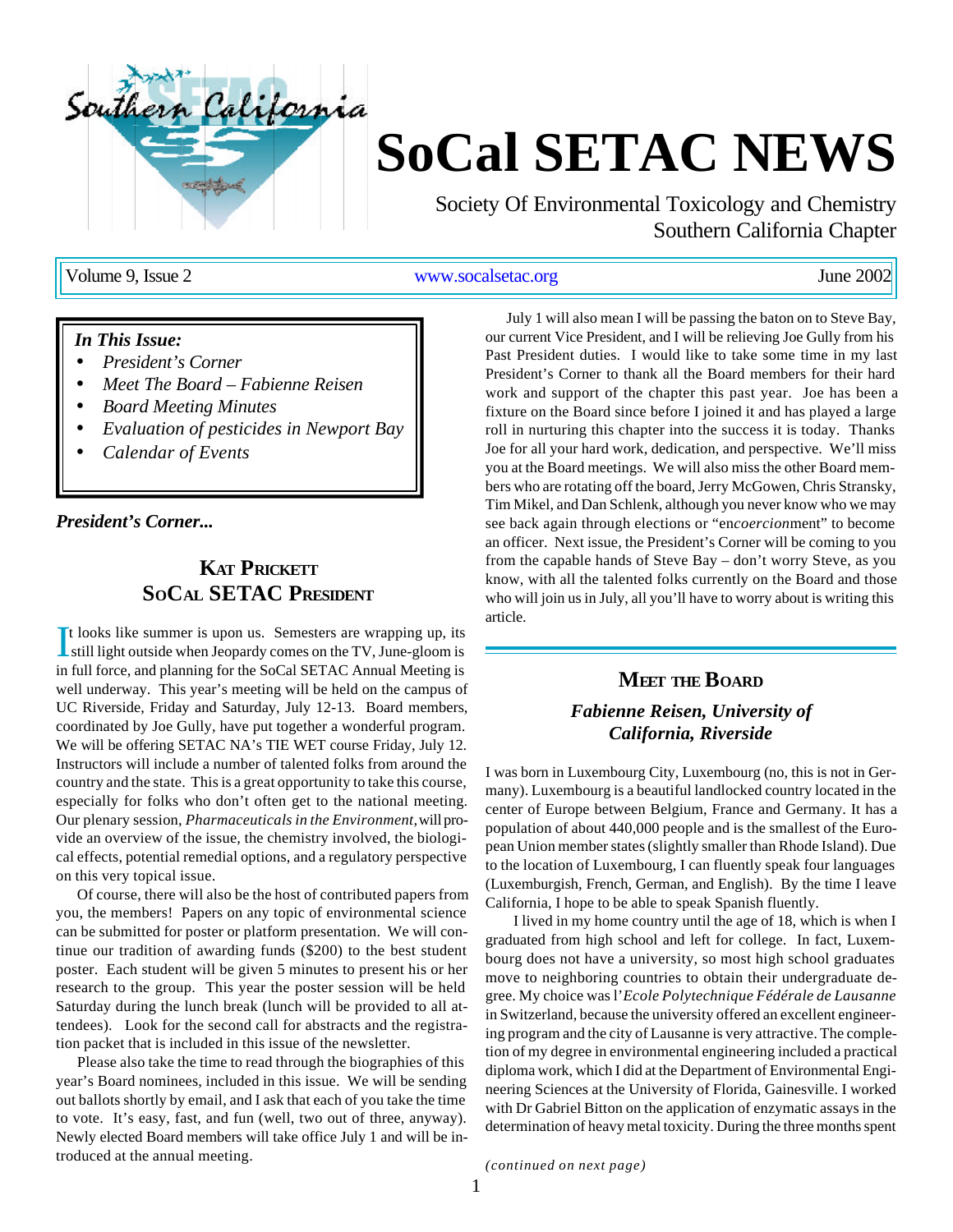# SoCal SETAC NEWS

Society Of Environmental Toxicology and Chemistry
Southern California Chapter

Volume 9, Issue 2 | www.socalsetac.org | June 2002

*In This Issue:*

- *President's Corner*
- *Meet The Board – Fabienne Reisen*
- *Board Meeting Minutes*
- *Evaluation of pesticides in Newport Bay*
- *Calendar of Events*

***President's Corner...***

## KAT PRICKETT
## SOCAL SETAC PRESIDENT

It looks like summer is upon us. Semesters are wrapping up, its still light outside when Jeopardy comes on the TV, June-gloom is in full force, and planning for the SoCal SETAC Annual Meeting is well underway. This year's meeting will be held on the campus of UC Riverside, Friday and Saturday, July 12-13. Board members, coordinated by Joe Gully, have put together a wonderful program. We will be offering SETAC NA's TIE WET course Friday, July 12. Instructors will include a number of talented folks from around the country and the state. This is a great opportunity to take this course, especially for folks who don't often get to the national meeting. Our plenary session, *Pharmaceuticals in the Environment,* will provide an overview of the issue, the chemistry involved, the biological effects, potential remedial options, and a regulatory perspective on this very topical issue.

Of course, there will also be the host of contributed papers from you, the members! Papers on any topic of environmental science can be submitted for poster or platform presentation. We will continue our tradition of awarding funds ($200) to the best student poster. Each student will be given 5 minutes to present his or her research to the group. This year the poster session will be held Saturday during the lunch break (lunch will be provided to all attendees). Look for the second call for abstracts and the registration packet that is included in this issue of the newsletter.

Please also take the time to read through the biographies of this year's Board nominees, included in this issue. We will be sending out ballots shortly by email, and I ask that each of you take the time to vote. It's easy, fast, and fun (well, two out of three, anyway). Newly elected Board members will take office July 1 and will be introduced at the annual meeting.

July 1 will also mean I will be passing the baton on to Steve Bay, our current Vice President, and I will be relieving Joe Gully from his Past President duties. I would like to take some time in my last President's Corner to thank all the Board members for their hard work and support of the chapter this past year. Joe has been a fixture on the Board since before I joined it and has played a large roll in nurturing this chapter into the success it is today. Thanks Joe for all your hard work, dedication, and perspective. We'll miss you at the Board meetings. We will also miss the other Board members who are rotating off the board, Jerry McGowen, Chris Stransky, Tim Mikel, and Dan Schlenk, although you never know who we may see back again through elections or "en*coercion*ment" to become an officer. Next issue, the President's Corner will be coming to you from the capable hands of Steve Bay – don't worry Steve, as you know, with all the talented folks currently on the Board and those who will join us in July, all you'll have to worry about is writing this article.

## MEET THE BOARD

### *Fabienne Reisen, University of California, Riverside*

I was born in Luxembourg City, Luxembourg (no, this is not in Germany). Luxembourg is a beautiful landlocked country located in the center of Europe between Belgium, France and Germany. It has a population of about 440,000 people and is the smallest of the European Union member states (slightly smaller than Rhode Island). Due to the location of Luxembourg, I can fluently speak four languages (Luxemburgish, French, German, and English). By the time I leave California, I hope to be able to speak Spanish fluently.

I lived in my home country until the age of 18, which is when I graduated from high school and left for college. In fact, Luxembourg does not have a university, so most high school graduates move to neighboring countries to obtain their undergraduate degree. My choice was l'*Ecole Polytechnique Fédérale de Lausanne* in Switzerland, because the university offered an excellent engineering program and the city of Lausanne is very attractive. The completion of my degree in environmental engineering included a practical diploma work, which I did at the Department of Environmental Engineering Sciences at the University of Florida, Gainesville. I worked with Dr Gabriel Bitton on the application of enzymatic assays in the determination of heavy metal toxicity. During the three months spent

*(continued on next page)*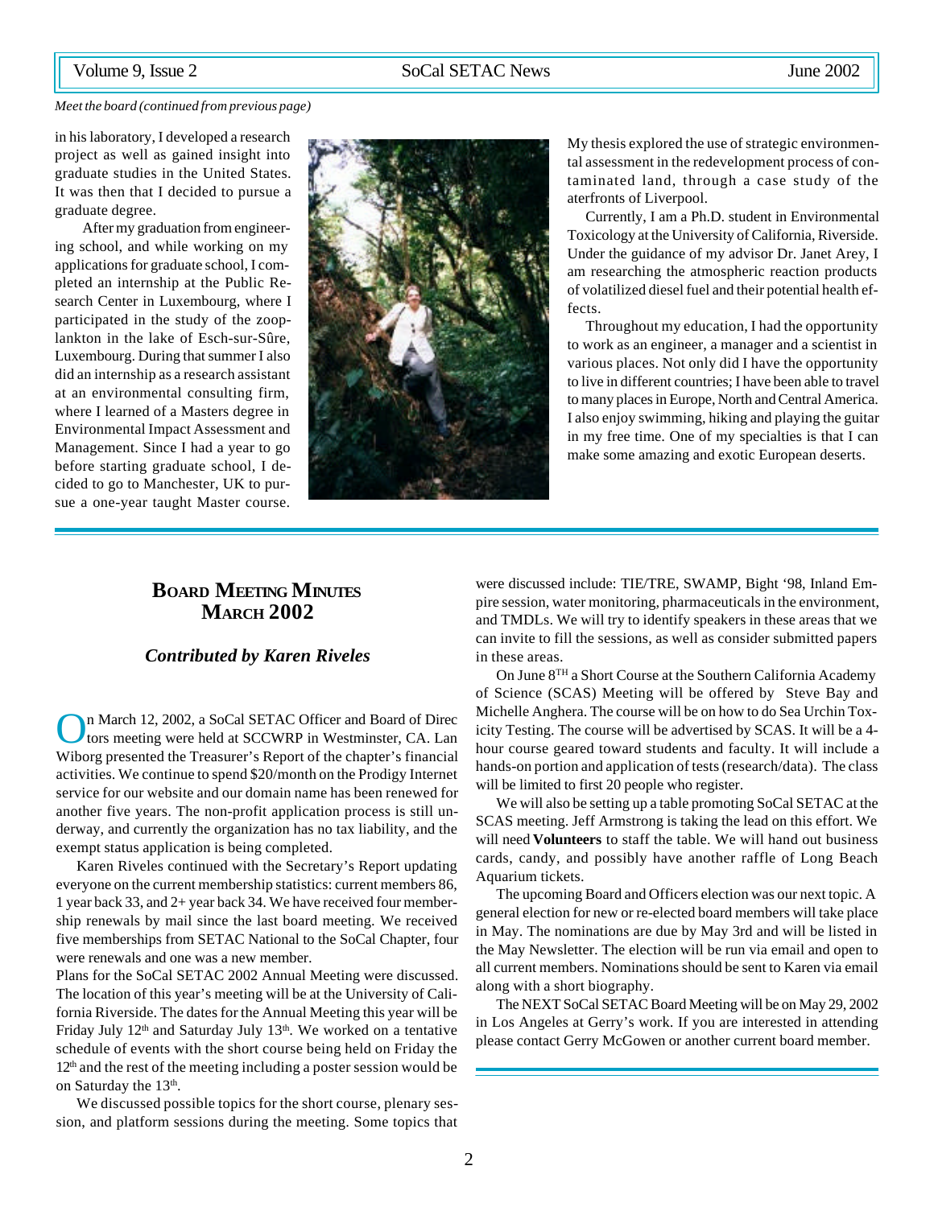*Meet the board (continued from previous page)*

in his laboratory, I developed a research project as well as gained insight into graduate studies in the United States. It was then that I decided to pursue a graduate degree.

After my graduation from engineering school, and while working on my applications for graduate school, I completed an internship at the Public Research Center in Luxembourg, where I participated in the study of the zooplankton in the lake of Esch-sur-Sûre, Luxembourg. During that summer I also did an internship as a research assistant at an environmental consulting firm, where I learned of a Masters degree in Environmental Impact Assessment and Management. Since I had a year to go before starting graduate school, I decided to go to Manchester, UK to pursue a one-year taught Master course. My thesis explored the use of strategic environmental assessment in the redevelopment process of contaminated land, through a case study of the aterfronts of Liverpool.

Currently, I am a Ph.D. student in Environmental Toxicology at the University of California, Riverside. Under the guidance of my advisor Dr. Janet Arey, I am researching the atmospheric reaction products of volatilized diesel fuel and their potential health effects.

Throughout my education, I had the opportunity to work as an engineer, a manager and a scientist in various places. Not only did I have the opportunity to live in different countries; I have been able to travel to many places in Europe, North and Central America. I also enjoy swimming, hiking and playing the guitar in my free time. One of my specialties is that I can make some amazing and exotic European deserts.

## Board Meeting Minutes March 2002

### *Contributed by Karen Riveles*

On March 12, 2002, a SoCal SETAC Officer and Board of Directors meeting were held at SCCWRP in Westminster, CA. Lan Wiborg presented the Treasurer's Report of the chapter's financial activities. We continue to spend $20/month on the Prodigy Internet service for our website and our domain name has been renewed for another five years. The non-profit application process is still underway, and currently the organization has no tax liability, and the exempt status application is being completed.

Karen Riveles continued with the Secretary's Report updating everyone on the current membership statistics: current members 86, 1 year back 33, and 2+ year back 34. We have received four membership renewals by mail since the last board meeting. We received five memberships from SETAC National to the SoCal Chapter, four were renewals and one was a new member.

Plans for the SoCal SETAC 2002 Annual Meeting were discussed. The location of this year's meeting will be at the University of California Riverside. The dates for the Annual Meeting this year will be Friday July 12th and Saturday July 13th. We worked on a tentative schedule of events with the short course being held on Friday the 12th and the rest of the meeting including a poster session would be on Saturday the 13th.

We discussed possible topics for the short course, plenary session, and platform sessions during the meeting. Some topics that were discussed include: TIE/TRE, SWAMP, Bight '98, Inland Empire session, water monitoring, pharmaceuticals in the environment, and TMDLs. We will try to identify speakers in these areas that we can invite to fill the sessions, as well as consider submitted papers in these areas.

On June 8TH a Short Course at the Southern California Academy of Science (SCAS) Meeting will be offered by Steve Bay and Michelle Anghera. The course will be on how to do Sea Urchin Toxicity Testing. The course will be advertised by SCAS. It will be a 4-hour course geared toward students and faculty. It will include a hands-on portion and application of tests (research/data). The class will be limited to first 20 people who register.

We will also be setting up a table promoting SoCal SETAC at the SCAS meeting. Jeff Armstrong is taking the lead on this effort. We will need **Volunteers** to staff the table. We will hand out business cards, candy, and possibly have another raffle of Long Beach Aquarium tickets.

The upcoming Board and Officers election was our next topic. A general election for new or re-elected board members will take place in May. The nominations are due by May 3rd and will be listed in the May Newsletter. The election will be run via email and open to all current members. Nominations should be sent to Karen via email along with a short biography.

The NEXT SoCal SETAC Board Meeting will be on May 29, 2002 in Los Angeles at Gerry's work. If you are interested in attending please contact Gerry McGowen or another current board member.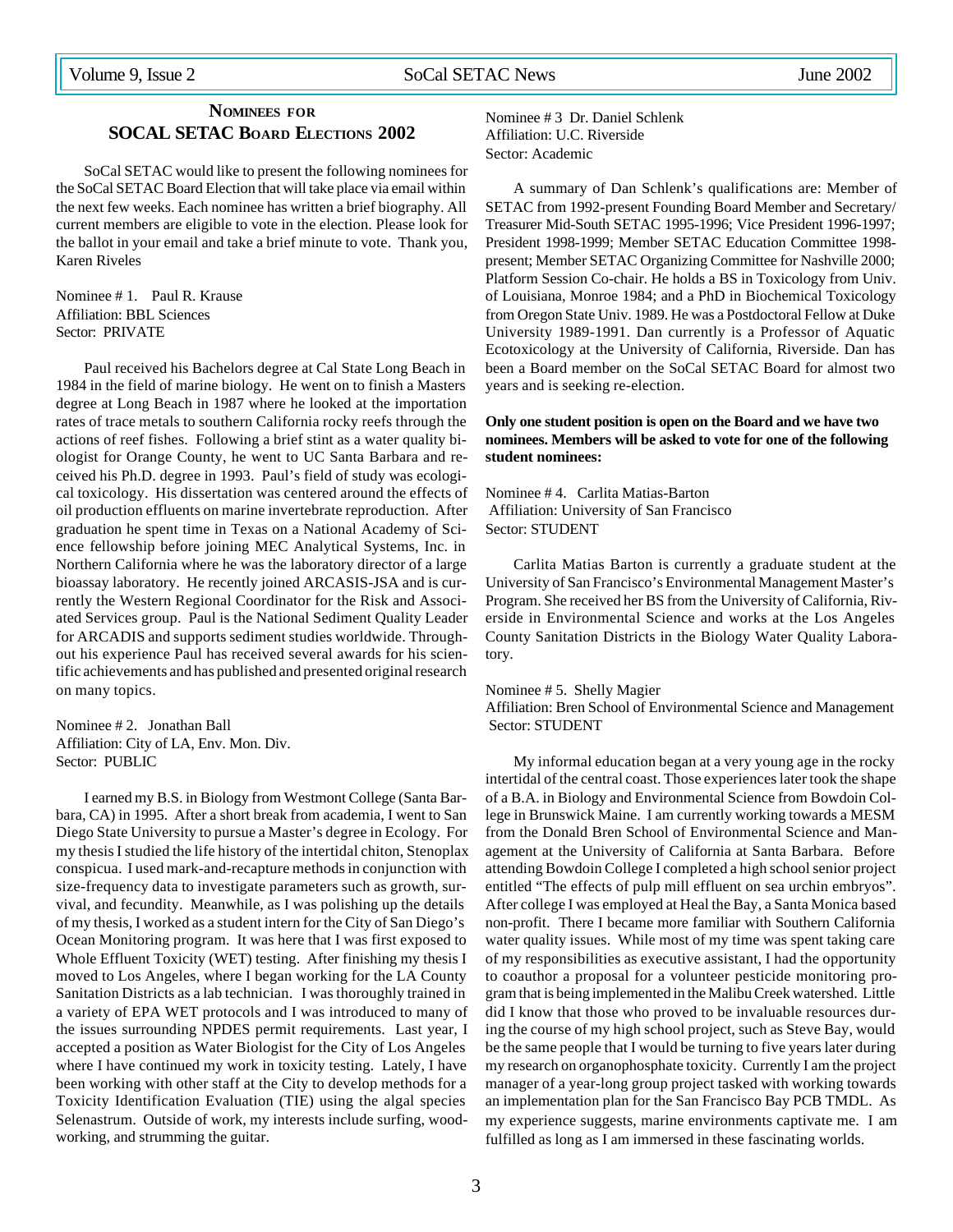## NOMINEES FOR SOCAL SETAC BOARD ELECTIONS 2002

SoCal SETAC would like to present the following nominees for the SoCal SETAC Board Election that will take place via email within the next few weeks. Each nominee has written a brief biography. All current members are eligible to vote in the election. Please look for the ballot in your email and take a brief minute to vote. Thank you, Karen Riveles

Nominee # 1. Paul R. Krause
Affiliation: BBL Sciences
Sector: PRIVATE

Paul received his Bachelors degree at Cal State Long Beach in 1984 in the field of marine biology. He went on to finish a Masters degree at Long Beach in 1987 where he looked at the importation rates of trace metals to southern California rocky reefs through the actions of reef fishes. Following a brief stint as a water quality biologist for Orange County, he went to UC Santa Barbara and received his Ph.D. degree in 1993. Paul's field of study was ecological toxicology. His dissertation was centered around the effects of oil production effluents on marine invertebrate reproduction. After graduation he spent time in Texas on a National Academy of Science fellowship before joining MEC Analytical Systems, Inc. in Northern California where he was the laboratory director of a large bioassay laboratory. He recently joined ARCASIS-JSA and is currently the Western Regional Coordinator for the Risk and Associated Services group. Paul is the National Sediment Quality Leader for ARCADIS and supports sediment studies worldwide. Throughout his experience Paul has received several awards for his scientific achievements and has published and presented original research on many topics.

Nominee # 2. Jonathan Ball
Affiliation: City of LA, Env. Mon. Div.
Sector: PUBLIC

I earned my B.S. in Biology from Westmont College (Santa Barbara, CA) in 1995. After a short break from academia, I went to San Diego State University to pursue a Master's degree in Ecology. For my thesis I studied the life history of the intertidal chiton, Stenoplax conspicua. I used mark-and-recapture methods in conjunction with size-frequency data to investigate parameters such as growth, survival, and fecundity. Meanwhile, as I was polishing up the details of my thesis, I worked as a student intern for the City of San Diego's Ocean Monitoring program. It was here that I was first exposed to Whole Effluent Toxicity (WET) testing. After finishing my thesis I moved to Los Angeles, where I began working for the LA County Sanitation Districts as a lab technician. I was thoroughly trained in a variety of EPA WET protocols and I was introduced to many of the issues surrounding NPDES permit requirements. Last year, I accepted a position as Water Biologist for the City of Los Angeles where I have continued my work in toxicity testing. Lately, I have been working with other staff at the City to develop methods for a Toxicity Identification Evaluation (TIE) using the algal species Selenastrum. Outside of work, my interests include surfing, woodworking, and strumming the guitar.

Nominee # 3 Dr. Daniel Schlenk
Affiliation: U.C. Riverside
Sector: Academic

A summary of Dan Schlenk's qualifications are: Member of SETAC from 1992-present Founding Board Member and Secretary/Treasurer Mid-South SETAC 1995-1996; Vice President 1996-1997; President 1998-1999; Member SETAC Education Committee 1998-present; Member SETAC Organizing Committee for Nashville 2000; Platform Session Co-chair. He holds a BS in Toxicology from Univ. of Louisiana, Monroe 1984; and a PhD in Biochemical Toxicology from Oregon State Univ. 1989. He was a Postdoctoral Fellow at Duke University 1989-1991. Dan currently is a Professor of Aquatic Ecotoxicology at the University of California, Riverside. Dan has been a Board member on the SoCal SETAC Board for almost two years and is seeking re-election.

**Only one student position is open on the Board and we have two nominees. Members will be asked to vote for one of the following student nominees:**

Nominee # 4. Carlita Matias-Barton
Affiliation: University of San Francisco
Sector: STUDENT

Carlita Matias Barton is currently a graduate student at the University of San Francisco's Environmental Management Master's Program. She received her BS from the University of California, Riverside in Environmental Science and works at the Los Angeles County Sanitation Districts in the Biology Water Quality Laboratory.

Nominee # 5. Shelly Magier
Affiliation: Bren School of Environmental Science and Management
Sector: STUDENT

My informal education began at a very young age in the rocky intertidal of the central coast. Those experiences later took the shape of a B.A. in Biology and Environmental Science from Bowdoin College in Brunswick Maine. I am currently working towards a MESM from the Donald Bren School of Environmental Science and Management at the University of California at Santa Barbara. Before attending Bowdoin College I completed a high school senior project entitled "The effects of pulp mill effluent on sea urchin embryos". After college I was employed at Heal the Bay, a Santa Monica based non-profit. There I became more familiar with Southern California water quality issues. While most of my time was spent taking care of my responsibilities as executive assistant, I had the opportunity to coauthor a proposal for a volunteer pesticide monitoring program that is being implemented in the Malibu Creek watershed. Little did I know that those who proved to be invaluable resources during the course of my high school project, such as Steve Bay, would be the same people that I would be turning to five years later during my research on organophosphate toxicity. Currently I am the project manager of a year-long group project tasked with working towards an implementation plan for the San Francisco Bay PCB TMDL. As my experience suggests, marine environments captivate me. I am fulfilled as long as I am immersed in these fascinating worlds.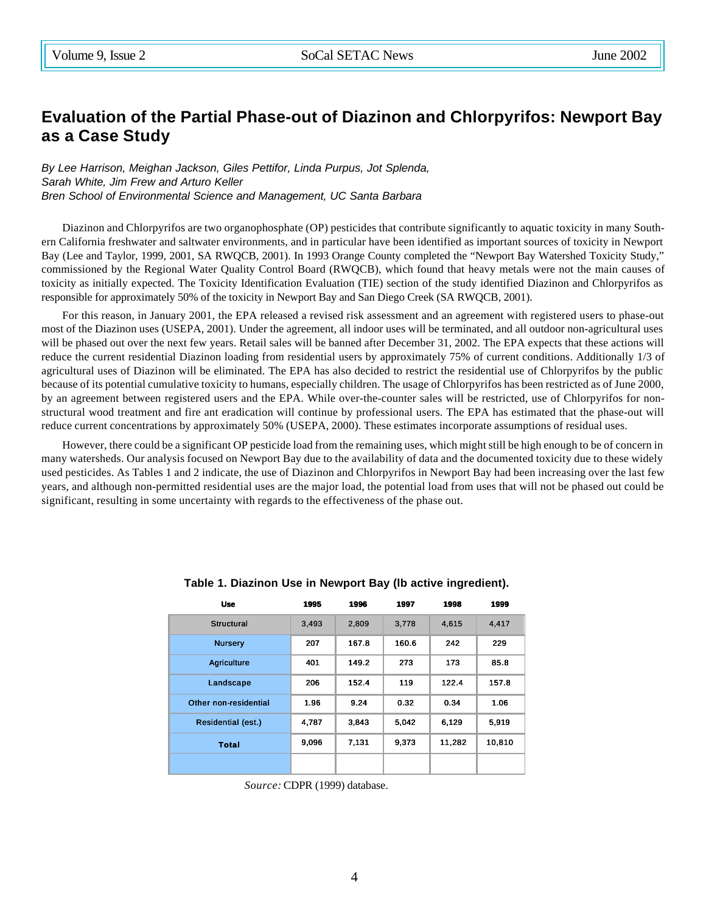# Evaluation of the Partial Phase-out of Diazinon and Chlorpyrifos: Newport Bay as a Case Study

*By Lee Harrison, Meighan Jackson, Giles Pettifor, Linda Purpus, Jot Splenda, Sarah White, Jim Frew and Arturo Keller*
*Bren School of Environmental Science and Management, UC Santa Barbara*

Diazinon and Chlorpyrifos are two organophosphate (OP) pesticides that contribute significantly to aquatic toxicity in many Southern California freshwater and saltwater environments, and in particular have been identified as important sources of toxicity in Newport Bay (Lee and Taylor, 1999, 2001, SA RWQCB, 2001). In 1993 Orange County completed the "Newport Bay Watershed Toxicity Study," commissioned by the Regional Water Quality Control Board (RWQCB), which found that heavy metals were not the main causes of toxicity as initially expected. The Toxicity Identification Evaluation (TIE) section of the study identified Diazinon and Chlorpyrifos as responsible for approximately 50% of the toxicity in Newport Bay and San Diego Creek (SA RWQCB, 2001).

For this reason, in January 2001, the EPA released a revised risk assessment and an agreement with registered users to phase-out most of the Diazinon uses (USEPA, 2001). Under the agreement, all indoor uses will be terminated, and all outdoor non-agricultural uses will be phased out over the next few years. Retail sales will be banned after December 31, 2002. The EPA expects that these actions will reduce the current residential Diazinon loading from residential users by approximately 75% of current conditions. Additionally 1/3 of agricultural uses of Diazinon will be eliminated. The EPA has also decided to restrict the residential use of Chlorpyrifos by the public because of its potential cumulative toxicity to humans, especially children. The usage of Chlorpyrifos has been restricted as of June 2000, by an agreement between registered users and the EPA. While over-the-counter sales will be restricted, use of Chlorpyrifos for non-structural wood treatment and fire ant eradication will continue by professional users. The EPA has estimated that the phase-out will reduce current concentrations by approximately 50% (USEPA, 2000). These estimates incorporate assumptions of residual uses.

However, there could be a significant OP pesticide load from the remaining uses, which might still be high enough to be of concern in many watersheds. Our analysis focused on Newport Bay due to the availability of data and the documented toxicity due to these widely used pesticides. As Tables 1 and 2 indicate, the use of Diazinon and Chlorpyrifos in Newport Bay had been increasing over the last few years, and although non-permitted residential uses are the major load, the potential load from uses that will not be phased out could be significant, resulting in some uncertainty with regards to the effectiveness of the phase out.

**Table 1. Diazinon Use in Newport Bay (lb active ingredient).**

| Use | 1995 | 1996 | 1997 | 1998 | 1999 |
|---|---|---|---|---|---|
| Structural | 3,493 | 2,809 | 3,778 | 4,615 | 4,417 |
| Nursery | 207 | 167.8 | 160.6 | 242 | 229 |
| Agriculture | 401 | 149.2 | 273 | 173 | 85.8 |
| Landscape | 206 | 152.4 | 119 | 122.4 | 157.8 |
| Other non-residential | 1.96 | 9.24 | 0.32 | 0.34 | 1.06 |
| Residential (est.) | 4,787 | 3,843 | 5,042 | 6,129 | 5,919 |
| **Total** | 9,096 | 7,131 | 9,373 | 11,282 | 10,810 |

*Source:* CDPR (1999) database.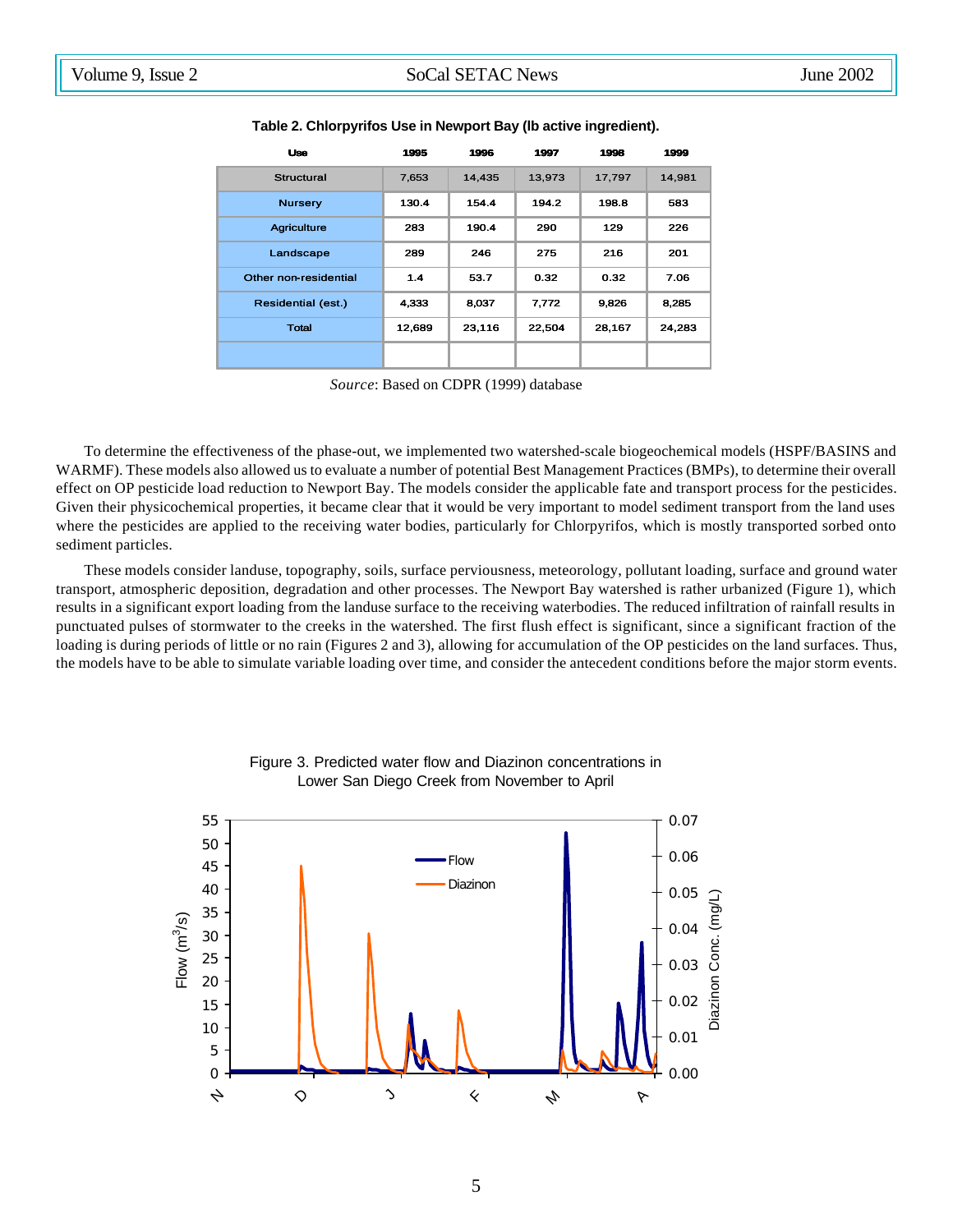**Table 2. Chlorpyrifos Use in Newport Bay (lb active ingredient).**

| Use | 1995 | 1996 | 1997 | 1998 | 1999 |
|---|---|---|---|---|---|
| Structural | 7,653 | 14,435 | 13,973 | 17,797 | 14,981 |
| Nursery | 130.4 | 154.4 | 194.2 | 198.8 | 583 |
| Agriculture | 283 | 190.4 | 290 | 129 | 226 |
| Landscape | 289 | 246 | 275 | 216 | 201 |
| Other non-residential | 1.4 | 53.7 | 0.32 | 0.32 | 7.06 |
| Residential (est.) | 4,333 | 8,037 | 7,772 | 9,826 | 8,285 |
| Total | 12,689 | 23,116 | 22,504 | 28,167 | 24,283 |

*Source*: Based on CDPR (1999) database

To determine the effectiveness of the phase-out, we implemented two watershed-scale biogeochemical models (HSPF/BASINS and WARMF). These models also allowed us to evaluate a number of potential Best Management Practices (BMPs), to determine their overall effect on OP pesticide load reduction to Newport Bay. The models consider the applicable fate and transport process for the pesticides. Given their physicochemical properties, it became clear that it would be very important to model sediment transport from the land uses where the pesticides are applied to the receiving water bodies, particularly for Chlorpyrifos, which is mostly transported sorbed onto sediment particles.

These models consider landuse, topography, soils, surface perviousness, meteorology, pollutant loading, surface and ground water transport, atmospheric deposition, degradation and other processes. The Newport Bay watershed is rather urbanized (Figure 1), which results in a significant export loading from the landuse surface to the receiving waterbodies. The reduced infiltration of rainfall results in punctuated pulses of stormwater to the creeks in the watershed. The first flush effect is significant, since a significant fraction of the loading is during periods of little or no rain (Figures 2 and 3), allowing for accumulation of the OP pesticides on the land surfaces. Thus, the models have to be able to simulate variable loading over time, and consider the antecedent conditions before the major storm events.

Figure 3. Predicted water flow and Diazinon concentrations in Lower San Diego Creek from November to April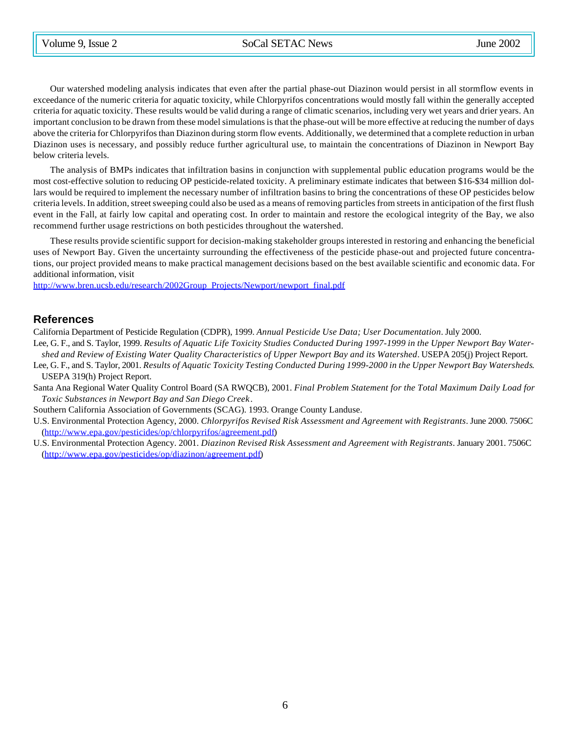Our watershed modeling analysis indicates that even after the partial phase-out Diazinon would persist in all stormflow events in exceedance of the numeric criteria for aquatic toxicity, while Chlorpyrifos concentrations would mostly fall within the generally accepted criteria for aquatic toxicity. These results would be valid during a range of climatic scenarios, including very wet years and drier years. An important conclusion to be drawn from these model simulations is that the phase-out will be more effective at reducing the number of days above the criteria for Chlorpyrifos than Diazinon during storm flow events. Additionally, we determined that a complete reduction in urban Diazinon uses is necessary, and possibly reduce further agricultural use, to maintain the concentrations of Diazinon in Newport Bay below criteria levels.

The analysis of BMPs indicates that infiltration basins in conjunction with supplemental public education programs would be the most cost-effective solution to reducing OP pesticide-related toxicity. A preliminary estimate indicates that between $16-$34 million dollars would be required to implement the necessary number of infiltration basins to bring the concentrations of these OP pesticides below criteria levels. In addition, street sweeping could also be used as a means of removing particles from streets in anticipation of the first flush event in the Fall, at fairly low capital and operating cost. In order to maintain and restore the ecological integrity of the Bay, we also recommend further usage restrictions on both pesticides throughout the watershed.

These results provide scientific support for decision-making stakeholder groups interested in restoring and enhancing the beneficial uses of Newport Bay. Given the uncertainty surrounding the effectiveness of the pesticide phase-out and projected future concentrations, our project provided means to make practical management decisions based on the best available scientific and economic data. For additional information, visit
http://www.bren.ucsb.edu/research/2002Group_Projects/Newport/newport_final.pdf

## References

California Department of Pesticide Regulation (CDPR), 1999. *Annual Pesticide Use Data; User Documentation*. July 2000.

Lee, G. F., and S. Taylor, 1999. *Results of Aquatic Life Toxicity Studies Conducted During 1997-1999 in the Upper Newport Bay Watershed and Review of Existing Water Quality Characteristics of Upper Newport Bay and its Watershed*. USEPA 205(j) Project Report.

Lee, G. F., and S. Taylor, 2001. *Results of Aquatic Toxicity Testing Conducted During 1999-2000 in the Upper Newport Bay Watersheds.* USEPA 319(h) Project Report.

Santa Ana Regional Water Quality Control Board (SA RWQCB), 2001. *Final Problem Statement for the Total Maximum Daily Load for Toxic Substances in Newport Bay and San Diego Creek*.

Southern California Association of Governments (SCAG). 1993. Orange County Landuse.

U.S. Environmental Protection Agency, 2000. *Chlorpyrifos Revised Risk Assessment and Agreement with Registrants*. June 2000. 7506C (http://www.epa.gov/pesticides/op/chlorpyrifos/agreement.pdf)

U.S. Environmental Protection Agency. 2001. *Diazinon Revised Risk Assessment and Agreement with Registrants*. January 2001. 7506C (http://www.epa.gov/pesticides/op/diazinon/agreement.pdf)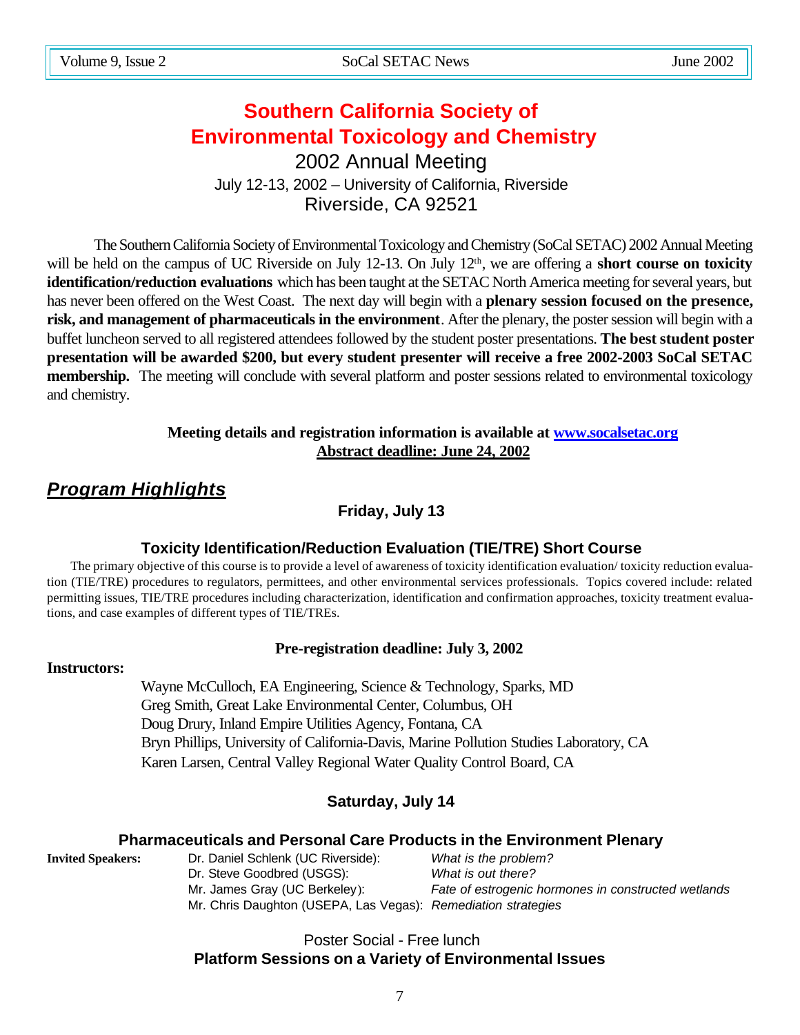# Southern California Society of Environmental Toxicology and Chemistry

## 2002 Annual Meeting

July 12-13, 2002 – University of California, Riverside

Riverside, CA 92521

The Southern California Society of Environmental Toxicology and Chemistry (SoCal SETAC) 2002 Annual Meeting will be held on the campus of UC Riverside on July 12-13. On July 12th, we are offering a **short course on toxicity identification/reduction evaluations** which has been taught at the SETAC North America meeting for several years, but has never been offered on the West Coast. The next day will begin with a **plenary session focused on the presence, risk, and management of pharmaceuticals in the environment**. After the plenary, the poster session will begin with a buffet luncheon served to all registered attendees followed by the student poster presentations. **The best student poster presentation will be awarded $200, but every student presenter will receive a free 2002-2003 SoCal SETAC membership.** The meeting will conclude with several platform and poster sessions related to environmental toxicology and chemistry.

**Meeting details and registration information is available at [www.socalsetac.org](http://www.socalsetac.org)**

**Abstract deadline: June 24, 2002**

## *Program Highlights*

### Friday, July 13

#### Toxicity Identification/Reduction Evaluation (TIE/TRE) Short Course

The primary objective of this course is to provide a level of awareness of toxicity identification evaluation/ toxicity reduction evaluation (TIE/TRE) procedures to regulators, permittees, and other environmental services professionals. Topics covered include: related permitting issues, TIE/TRE procedures including characterization, identification and confirmation approaches, toxicity treatment evaluations, and case examples of different types of TIE/TREs.

**Pre-registration deadline: July 3, 2002**

**Instructors:**

Wayne McCulloch, EA Engineering, Science & Technology, Sparks, MD
Greg Smith, Great Lake Environmental Center, Columbus, OH
Doug Drury, Inland Empire Utilities Agency, Fontana, CA
Bryn Phillips, University of California-Davis, Marine Pollution Studies Laboratory, CA
Karen Larsen, Central Valley Regional Water Quality Control Board, CA

### Saturday, July 14

#### Pharmaceuticals and Personal Care Products in the Environment Plenary

**Invited Speakers:**

| Speaker | Topic |
|---|---|
| Dr. Daniel Schlenk (UC Riverside): | *What is the problem?* |
| Dr. Steve Goodbred (USGS): | *What is out there?* |
| Mr. James Gray (UC Berkeley): | *Fate of estrogenic hormones in constructed wetlands* |
| Mr. Chris Daughton (USEPA, Las Vegas): | *Remediation strategies* |

Poster Social - Free lunch

**Platform Sessions on a Variety of Environmental Issues**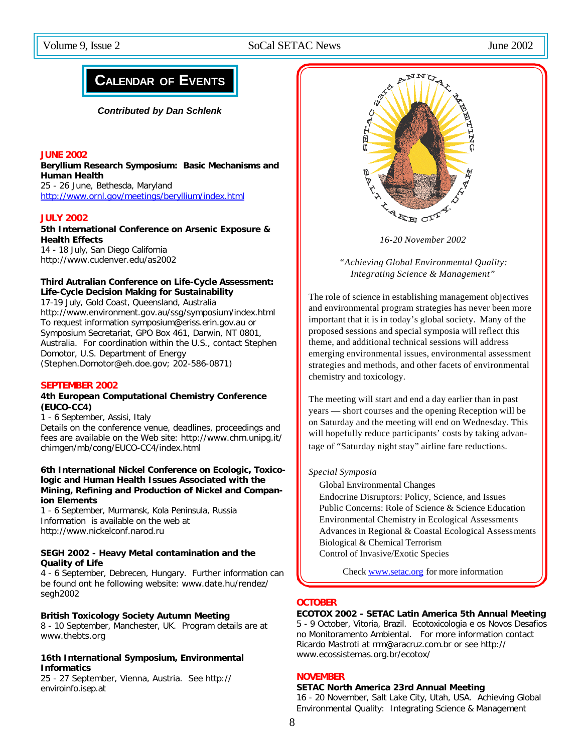# Calendar of Events

***Contributed by Dan Schlenk***

## JUNE 2002

**Beryllium Research Symposium: Basic Mechanisms and Human Health**
25 - 26 June, Bethesda, Maryland
http://www.ornl.gov/meetings/beryllium/index.html

## JULY 2002

**5th International Conference on Arsenic Exposure & Health Effects**
14 - 18 July, San Diego California
http://www.cudenver.edu/as2002

**Third Australian Conference on Life-Cycle Assessment: Life-Cycle Decision Making for Sustainability**
17-19 July, Gold Coast, Queensland, Australia
http://www.environment.gov.au/ssg/symposium/index.html
To request information symposium@eriss.erin.gov.au or Symposium Secretariat, GPO Box 461, Darwin, NT 0801, Australia. For coordination within the U.S., contact Stephen Domotor, U.S. Department of Energy (Stephen.Domotor@eh.doe.gov; 202-586-0871)

## SEPTEMBER 2002

**4th European Computational Chemistry Conference (EUCO-CC4)**
1 - 6 September, Assisi, Italy
Details on the conference venue, deadlines, proceedings and fees are available on the Web site: http://www.chm.unipg.it/chimgen/mb/cong/EUCO-CC4/index.html

**6th International Nickel Conference on Ecologic, Toxicologic and Human Health Issues Associated with the Mining, Refining and Production of Nickel and Companion Elements**
1 - 6 September, Murmansk, Kola Peninsula, Russia
Information is available on the web at http://www.nickelconf.narod.ru

**SEGH 2002 - Heavy Metal contamination and the Quality of Life**
4 - 6 September, Debrecen, Hungary. Further information can be found ont he following website: www.date.hu/rendez/segh2002

**British Toxicology Society Autumn Meeting**
8 - 10 September, Manchester, UK. Program details are at www.thebts.org

**16th International Symposium, Environmental Informatics**
25 - 27 September, Vienna, Austria. See http://enviroinfo.isep.at

---

SETAC 23rd Annual Meeting — Salt Lake City, Utah

*16-20 November 2002*

*"Achieving Global Environmental Quality: Integrating Science & Management"*

The role of science in establishing management objectives and environmental program strategies has never been more important that it is in today's global society. Many of the proposed sessions and special symposia will reflect this theme, and additional technical sessions will address emerging environmental issues, environmental assessment strategies and methods, and other facets of environmental chemistry and toxicology.

The meeting will start and end a day earlier than in past years — short courses and the opening Reception will be on Saturday and the meeting will end on Wednesday. This will hopefully reduce participants' costs by taking advantage of "Saturday night stay" airline fare reductions.

*Special Symposia*

- Global Environmental Changes
- Endocrine Disruptors: Policy, Science, and Issues
- Public Concerns: Role of Science & Science Education
- Environmental Chemistry in Ecological Assessments
- Advances in Regional & Coastal Ecological Assessments
- Biological & Chemical Terrorism
- Control of Invasive/Exotic Species

Check www.setac.org for more information

---

## OCTOBER

**ECOTOX 2002 - SETAC Latin America 5th Annual Meeting**
5 - 9 October, Vitoria, Brazil. Ecotoxicologia e os Novos Desafios no Monitoramento Ambiental. For more information contact Ricardo Mastroti at rrm@aracruz.com.br or see http://www.ecossistemas.org.br/ecotox/

## NOVEMBER

**SETAC North America 23rd Annual Meeting**
16 - 20 November, Salt Lake City, Utah, USA. Achieving Global Environmental Quality: Integrating Science & Management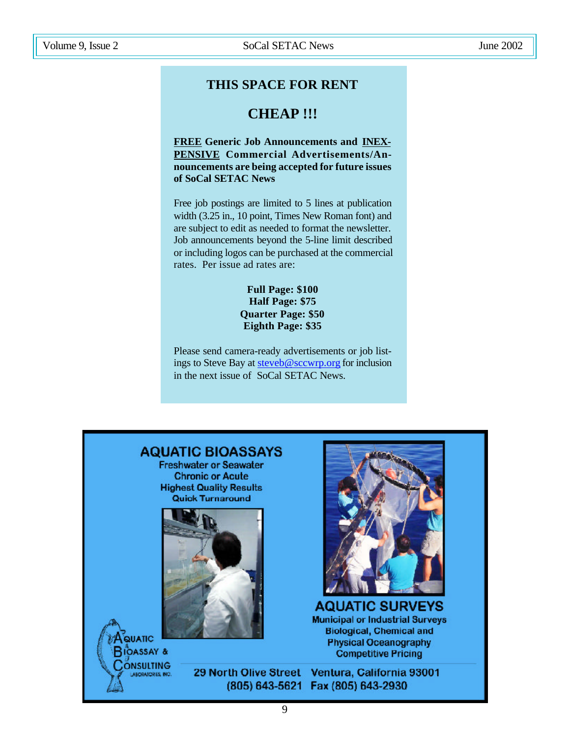## THIS SPACE FOR RENT

## CHEAP !!!

**FREE Generic Job Announcements and INEXPENSIVE Commercial Advertisements/Announcements are being accepted for future issues of SoCal SETAC News**

Free job postings are limited to 5 lines at publication width (3.25 in., 10 point, Times New Roman font) and are subject to edit as needed to format the newsletter. Job announcements beyond the 5-line limit described or including logos can be purchased at the commercial rates. Per issue ad rates are:

**Full Page: $100**
**Half Page: $75**
**Quarter Page: $50**
**Eighth Page: $35**

Please send camera-ready advertisements or job listings to Steve Bay at steveb@sccwrp.org for inclusion in the next issue of SoCal SETAC News.

**AQUATIC BIOASSAYS**
Freshwater or Seawater
Chronic or Acute
Highest Quality Results
Quick Turnaround

**AQUATIC SURVEYS**
Municipal or Industrial Surveys
Biological, Chemical and Physical Oceanography
Competitive Pricing

AQUATIC BIOASSAY & CONSULTING LABORATORIES, INC.

29 North Olive Street Ventura, California 93001
(805) 643-5621 Fax (805) 643-2930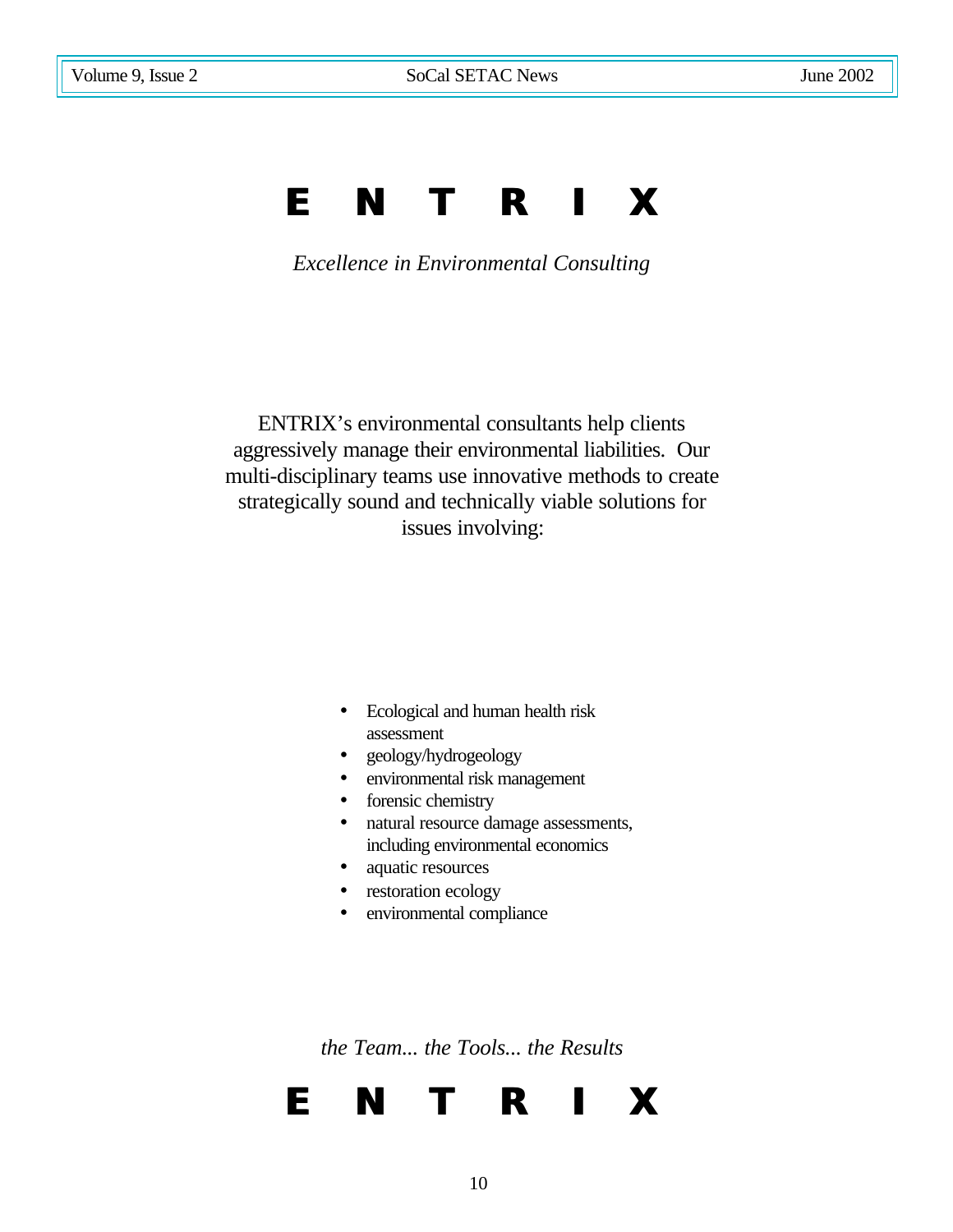# E N T R I X

*Excellence in Environmental Consulting*

ENTRIX's environmental consultants help clients aggressively manage their environmental liabilities. Our multi-disciplinary teams use innovative methods to create strategically sound and technically viable solutions for issues involving:

- Ecological and human health risk assessment
- geology/hydrogeology
- environmental risk management
- forensic chemistry
- natural resource damage assessments, including environmental economics
- aquatic resources
- restoration ecology
- environmental compliance

*the Team... the Tools... the Results*

# E N T R I X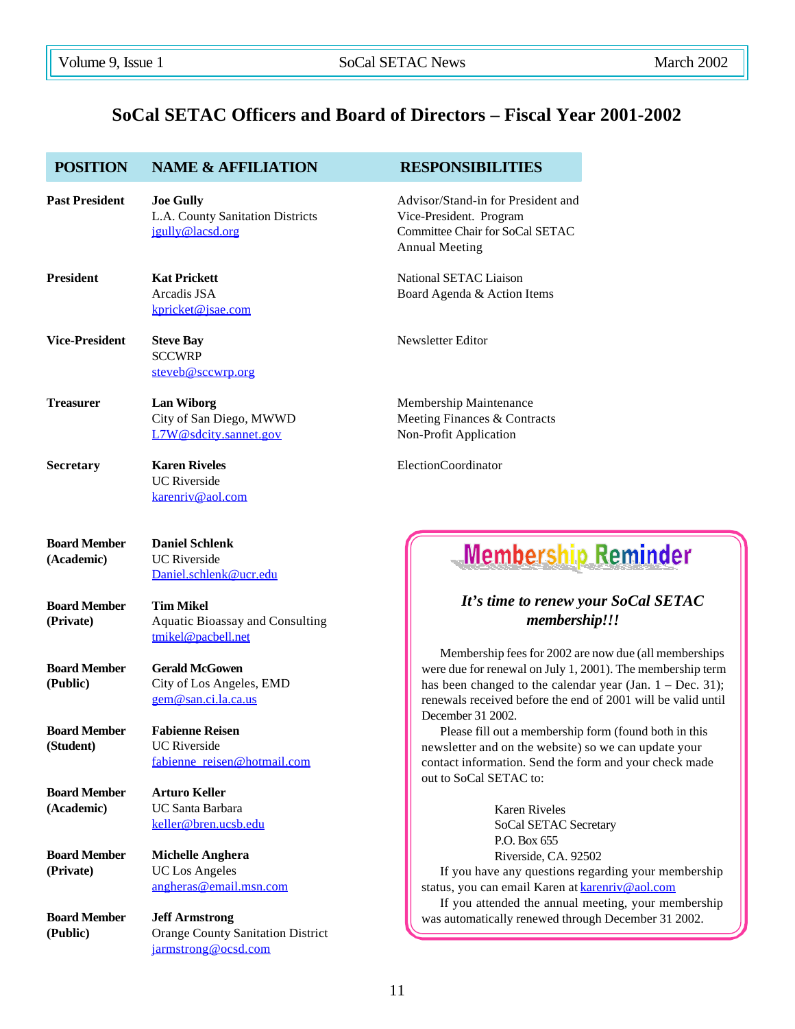## SoCal SETAC Officers and Board of Directors – Fiscal Year 2001-2002

| POSITION | NAME & AFFILIATION | RESPONSIBILITIES |
|---|---|---|
| **Past President** | **Joe Gully**<br>L.A. County Sanitation Districts<br>jgully@lacsd.org | Advisor/Stand-in for President and Vice-President. Program Committee Chair for SoCal SETAC Annual Meeting |
| **President** | **Kat Prickett**<br>Arcadis JSA<br>kpricket@jsae.com | National SETAC Liaison<br>Board Agenda & Action Items |
| **Vice-President** | **Steve Bay**<br>SCCWRP<br>steveb@sccwrp.org | Newsletter Editor |
| **Treasurer** | **Lan Wiborg**<br>City of San Diego, MWWD<br>L7W@sdcity.sannet.gov | Membership Maintenance<br>Meeting Finances & Contracts<br>Non-Profit Application |
| **Secretary** | **Karen Riveles**<br>UC Riverside<br>karenriv@aol.com | ElectionCoordinator |
| **Board Member (Academic)** | **Daniel Schlenk**<br>UC Riverside<br>Daniel.schlenk@ucr.edu | |
| **Board Member (Private)** | **Tim Mikel**<br>Aquatic Bioassay and Consulting<br>tmikel@pacbell.net | |
| **Board Member (Public)** | **Gerald McGowen**<br>City of Los Angeles, EMD<br>gem@san.ci.la.ca.us | |
| **Board Member (Student)** | **Fabienne Reisen**<br>UC Riverside<br>fabienne_reisen@hotmail.com | |
| **Board Member (Academic)** | **Arturo Keller**<br>UC Santa Barbara<br>keller@bren.ucsb.edu | |
| **Board Member (Private)** | **Michelle Anghera**<br>UC Los Angeles<br>angheras@email.msn.com | |
| **Board Member (Public)** | **Jeff Armstrong**<br>Orange County Sanitation District<br>jarmstrong@ocsd.com | |

### Membership Reminder

***It's time to renew your SoCal SETAC membership!!!***

Membership fees for 2002 are now due (all memberships were due for renewal on July 1, 2001). The membership term has been changed to the calendar year (Jan. 1 – Dec. 31); renewals received before the end of 2001 will be valid until December 31 2002.

Please fill out a membership form (found both in this newsletter and on the website) so we can update your contact information. Send the form and your check made out to SoCal SETAC to:

Karen Riveles
SoCal SETAC Secretary
P.O. Box 655
Riverside, CA. 92502

If you have any questions regarding your membership status, you can email Karen at karenriv@aol.com

If you attended the annual meeting, your membership was automatically renewed through December 31 2002.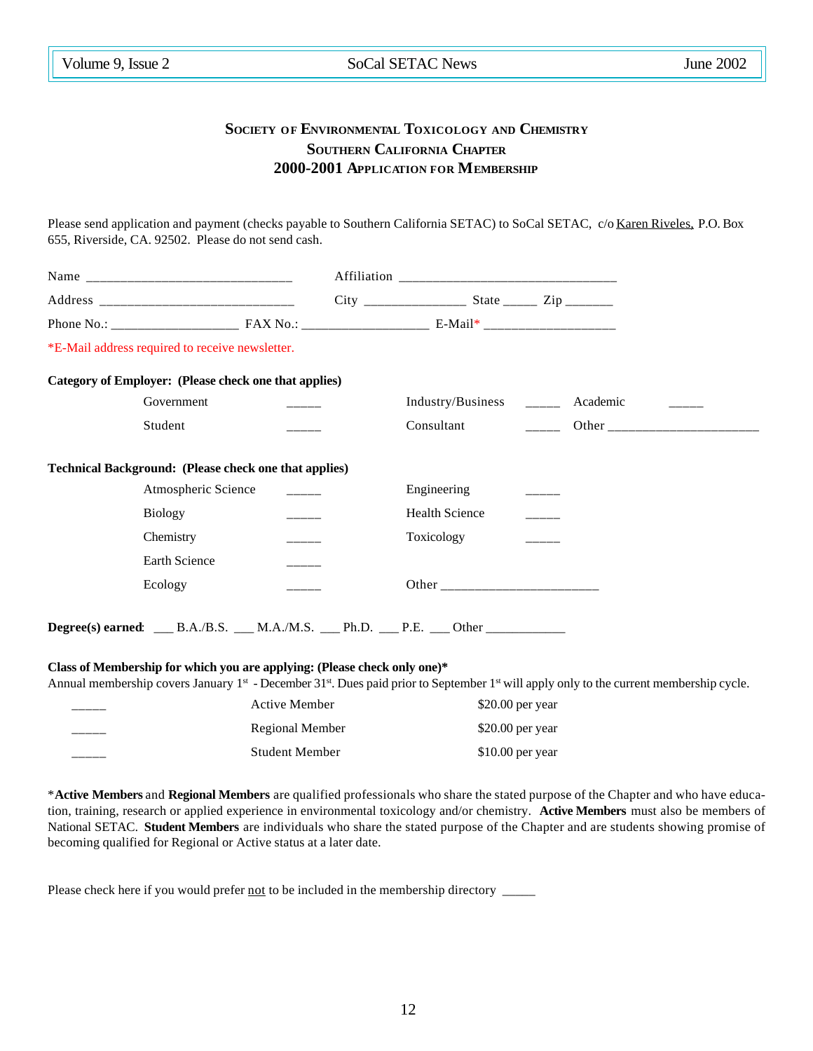# Society of Environmental Toxicology and Chemistry
## Southern California Chapter
## 2000-2001 Application for Membership

Please send application and payment (checks payable to Southern California SETAC) to SoCal SETAC, c/o Karen Riveles, P.O. Box 655, Riverside, CA. 92502. Please do not send cash.

Name ______________________________ Affiliation ________________________________

Address _____________________________ City ______________ State _____ Zip _______

Phone No.: __________________ FAX No.: __________________ E-Mail* ___________________

*E-Mail address required to receive newsletter.

**Category of Employer: (Please check one that applies)**

| | | | | | |
|---|---|---|---|---|---|
| Government | _____ | Industry/Business | _____ | Academic | _____ |
| Student | _____ | Consultant | _____ | Other ______________________ | |

**Technical Background: (Please check one that applies)**

| | | | |
|---|---|---|---|
| Atmospheric Science | _____ | Engineering | _____ |
| Biology | _____ | Health Science | _____ |
| Chemistry | _____ | Toxicology | _____ |
| Earth Science | _____ | | |
| Ecology | _____ | Other _______________________ | |

**Degree(s) earned**: ___ B.A./B.S. ___ M.A./M.S. ___ Ph.D. ___ P.E. ___ Other ___________

**Class of Membership for which you are applying: (Please check only one)***

Annual membership covers January 1st - December 31st. Dues paid prior to September 1st will apply only to the current membership cycle.

| | | |
|---|---|---|
| _____ | Active Member | $20.00 per year |
| _____ | Regional Member | $20.00 per year |
| _____ | Student Member | $10.00 per year |

***Active Members** and **Regional Members** are qualified professionals who share the stated purpose of the Chapter and who have education, training, research or applied experience in environmental toxicology and/or chemistry. **Active Members** must also be members of National SETAC. **Student Members** are individuals who share the stated purpose of the Chapter and are students showing promise of becoming qualified for Regional or Active status at a later date.

Please check here if you would prefer not to be included in the membership directory _____